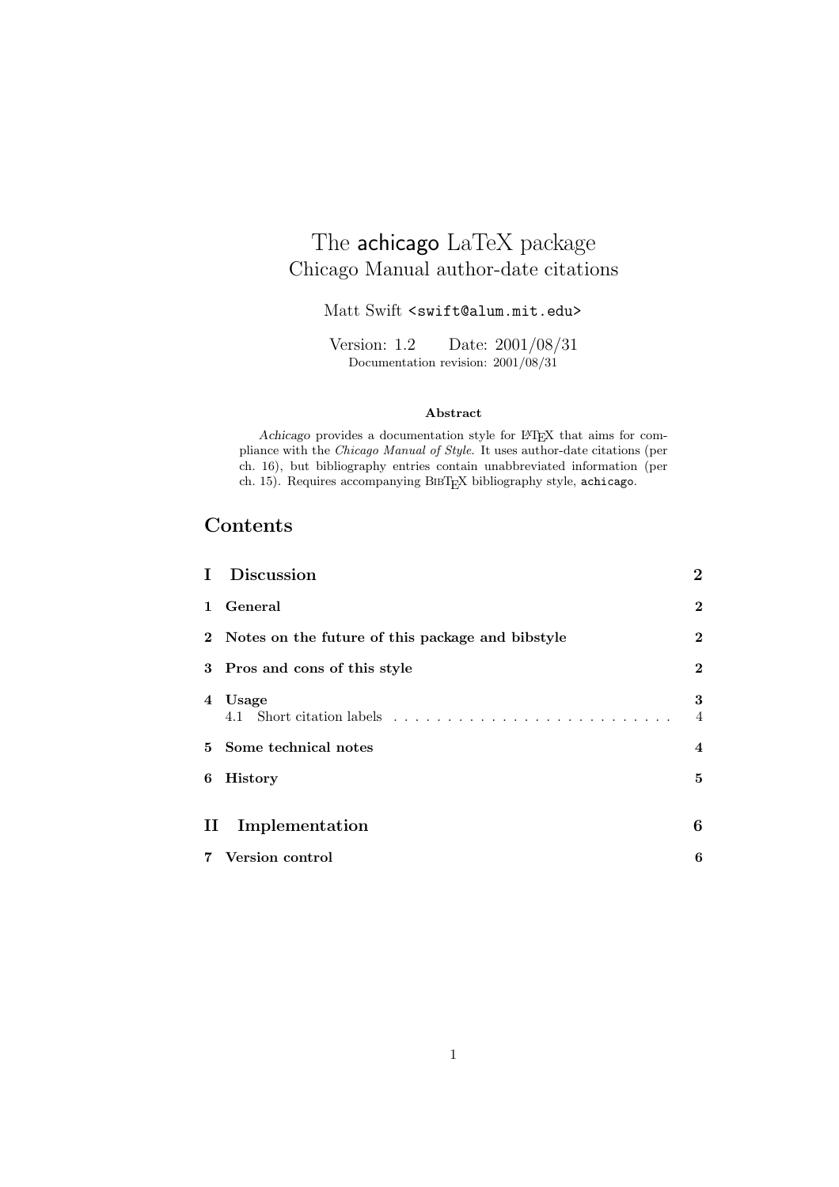# The achicago LaTeX package
## Chicago Manual author-date citations

Matt Swift <swift@alum.mit.edu>

Version: 1.2    Date: 2001/08/31
Documentation revision: 2001/08/31

**Abstract**

*Achicago* provides a documentation style for LaTeX that aims for compliance with the *Chicago Manual of Style*. It uses author-date citations (per ch. 16), but bibliography entries contain unabbreviated information (per ch. 15). Requires accompanying BibTeX bibliography style, `achicago`.

## Contents

- **I Discussion** — 2
- **1 General** — 2
- **2 Notes on the future of this package and bibstyle** — 2
- **3 Pros and cons of this style** — 2
- **4 Usage** — 3
  - 4.1 Short citation labels — 4
- **5 Some technical notes** — 4
- **6 History** — 5
- **II Implementation** — 6
- **7 Version control** — 6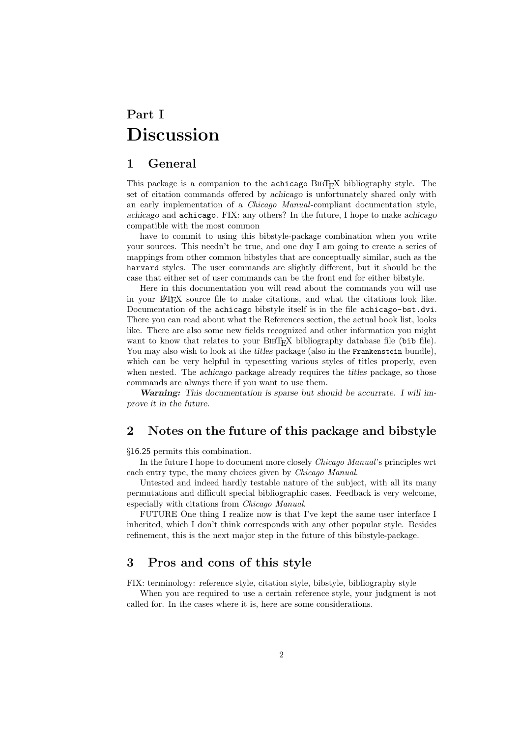# Part I
# Discussion

## 1 General

This package is a companion to the `achicago` BIBTEX bibliography style. The set of citation commands offered by *achicago* is unfortunately shared only with an early implementation of a *Chicago Manual*-compliant documentation style, *achicago* and `achicago`. FIX: any others? In the future, I hope to make *achicago* compatible with the most common

have to commit to using this bibstyle-package combination when you write your sources. This needn't be true, and one day I am going to create a series of mappings from other common bibstyles that are conceptually similar, such as the `harvard` styles. The user commands are slightly different, but it should be the case that either set of user commands can be the front end for either bibstyle.

Here in this documentation you will read about the commands you will use in your LATEX source file to make citations, and what the citations look like. Documentation of the `achicago` bibstyle itself is in the file `achicago-bst.dvi`. There you can read about what the References section, the actual book list, looks like. There are also some new fields recognized and other information you might want to know that relates to your BIBTEX bibliography database file (`bib` file). You may also wish to look at the *titles* package (also in the `Frankenstein` bundle), which can be very helpful in typesetting various styles of titles properly, even when nested. The *achicago* package already requires the *titles* package, so those commands are always there if you want to use them.

***Warning:*** *This documentation is sparse but should be accurrate. I will improve it in the future.*

## 2 Notes on the future of this package and bibstyle

§16.25 permits this combination.

In the future I hope to document more closely *Chicago Manual*'s principles wrt each entry type, the many choices given by *Chicago Manual*.

Untested and indeed hardly testable nature of the subject, with all its many permutations and difficult special bibliographic cases. Feedback is very welcome, especially with citations from *Chicago Manual*.

FUTURE One thing I realize now is that I've kept the same user interface I inherited, which I don't think corresponds with any other popular style. Besides refinement, this is the next major step in the future of this bibstyle-package.

## 3 Pros and cons of this style

FIX: terminology: reference style, citation style, bibstyle, bibliography style

When you are required to use a certain reference style, your judgment is not called for. In the cases where it is, here are some considerations.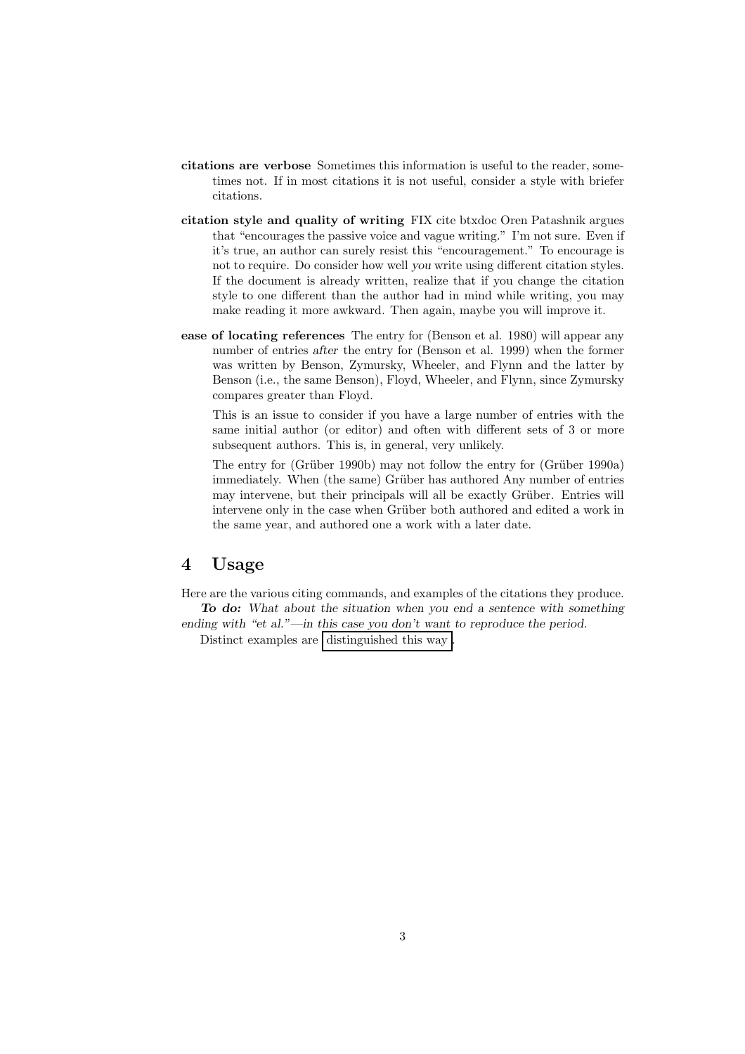**citations are verbose** Sometimes this information is useful to the reader, sometimes not. If in most citations it is not useful, consider a style with briefer citations.

**citation style and quality of writing** FIX cite btxdoc Oren Patashnik argues that "encourages the passive voice and vague writing." I'm not sure. Even if it's true, an author can surely resist this "encouragement." To encourage is not to require. Do consider how well *you* write using different citation styles. If the document is already written, realize that if you change the citation style to one different than the author had in mind while writing, you may make reading it more awkward. Then again, maybe you will improve it.

**ease of locating references** The entry for (Benson et al. 1980) will appear any number of entries *after* the entry for (Benson et al. 1999) when the former was written by Benson, Zymursky, Wheeler, and Flynn and the latter by Benson (i.e., the same Benson), Floyd, Wheeler, and Flynn, since Zymursky compares greater than Floyd.

This is an issue to consider if you have a large number of entries with the same initial author (or editor) and often with different sets of 3 or more subsequent authors. This is, in general, very unlikely.

The entry for (Grüber 1990b) may not follow the entry for (Grüber 1990a) immediately. When (the same) Grüber has authored Any number of entries may intervene, but their principals will all be exactly Grüber. Entries will intervene only in the case when Grüber both authored and edited a work in the same year, and authored one a work with a later date.

# 4 Usage

Here are the various citing commands, and examples of the citations they produce.

***To do:*** *What about the situation when you end a sentence with something ending with "et al."—in this case you don't want to reproduce the period.*

Distinct examples are distinguished this way .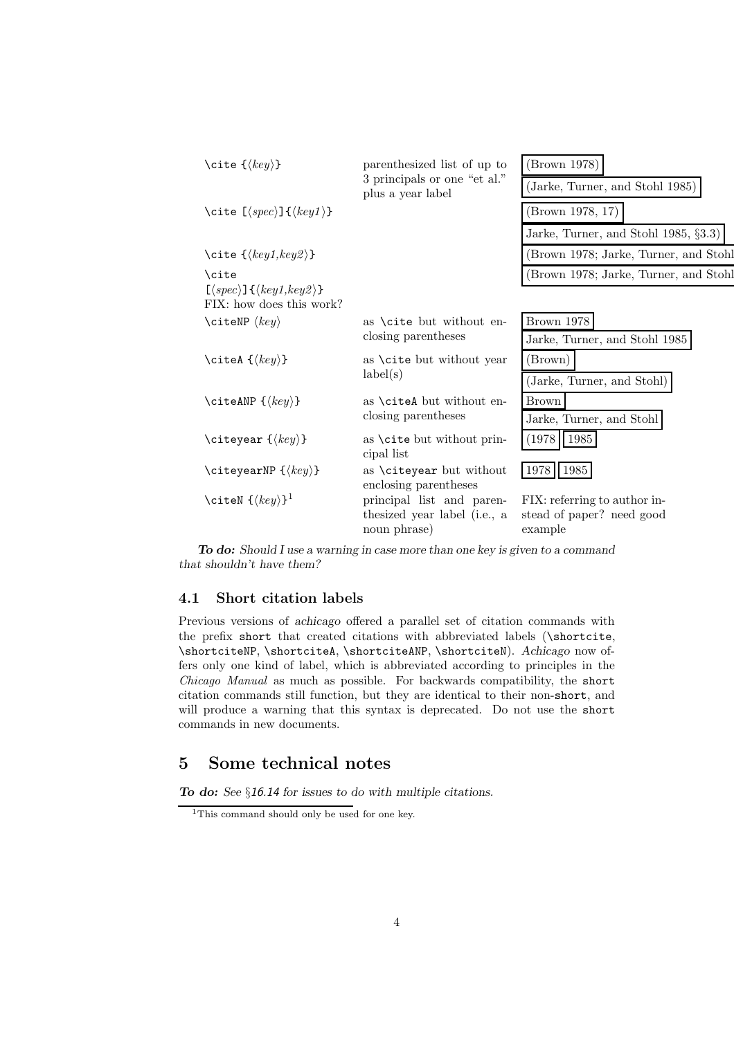| Command | Description | Example |
|---|---|---|
| \cite {⟨key⟩} | parenthesized list of up to 3 principals or one "et al." plus a year label | (Brown 1978) (Jarke, Turner, and Stohl 1985) |
| \cite [⟨spec⟩]{⟨key1⟩} | | (Brown 1978, 17) Jarke, Turner, and Stohl 1985, §3.3) |
| \cite {⟨key1,key2⟩} | | (Brown 1978; Jarke, Turner, and Stohl |
| \cite [⟨spec⟩]{⟨key1,key2⟩} FIX: how does this work? | | (Brown 1978; Jarke, Turner, and Stohl |
| \citeNP ⟨key⟩ | as \cite but without enclosing parentheses | Brown 1978 Jarke, Turner, and Stohl 1985 |
| \citeA {⟨key⟩} | as \cite but without year label(s) | (Brown) (Jarke, Turner, and Stohl) |
| \citeANP {⟨key⟩} | as \citeA but without enclosing parentheses | Brown Jarke, Turner, and Stohl |
| \citeyear {⟨key⟩} | as \cite but without principal list | (1978 1985) |
| \citeyearNP {⟨key⟩} | as \citeyear but without enclosing parentheses | 1978 1985 |
| \citeN {⟨key⟩}[1] | principal list and parenthesized year label (i.e., a noun phrase) | FIX: referring to author instead of paper? need good example |

***To do:*** *Should I use a warning in case more than one key is given to a command that shouldn't have them?*

### 4.1 Short citation labels

Previous versions of *achicago* offered a parallel set of citation commands with the prefix `short` that created citations with abbreviated labels (`\shortcite`, `\shortciteNP`, `\shortciteA`, `\shortciteANP`, `\shortciteN`). *Achicago* now offers only one kind of label, which is abbreviated according to principles in the *Chicago Manual* as much as possible. For backwards compatibility, the `short` citation commands still function, but they are identical to their non-`short`, and will produce a warning that this syntax is deprecated. Do not use the `short` commands in new documents.

## 5 Some technical notes

***To do:*** *See §16.14 for issues to do with multiple citations.*

[1] This command should only be used for one key.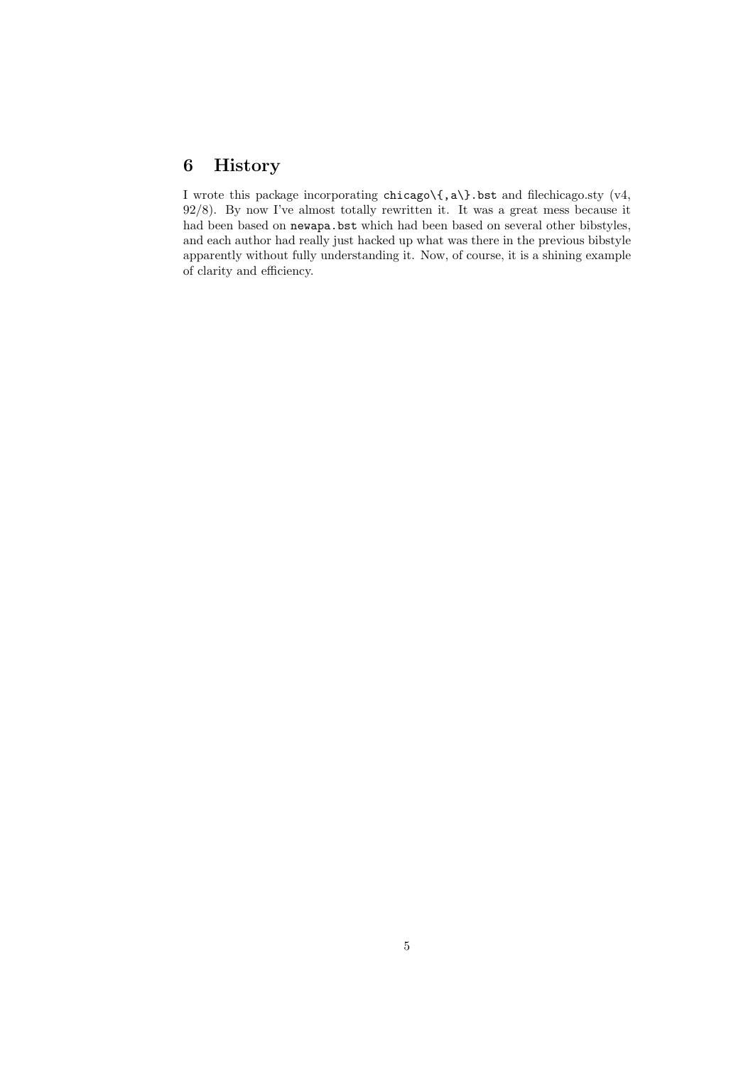# 6 History

I wrote this package incorporating `chicago\{,a\}.bst` and filechicago.sty (v4, 92/8). By now I've almost totally rewritten it. It was a great mess because it had been based on `newapa.bst` which had been based on several other bibstyles, and each author had really just hacked up what was there in the previous bibstyle apparently without fully understanding it. Now, of course, it is a shining example of clarity and efficiency.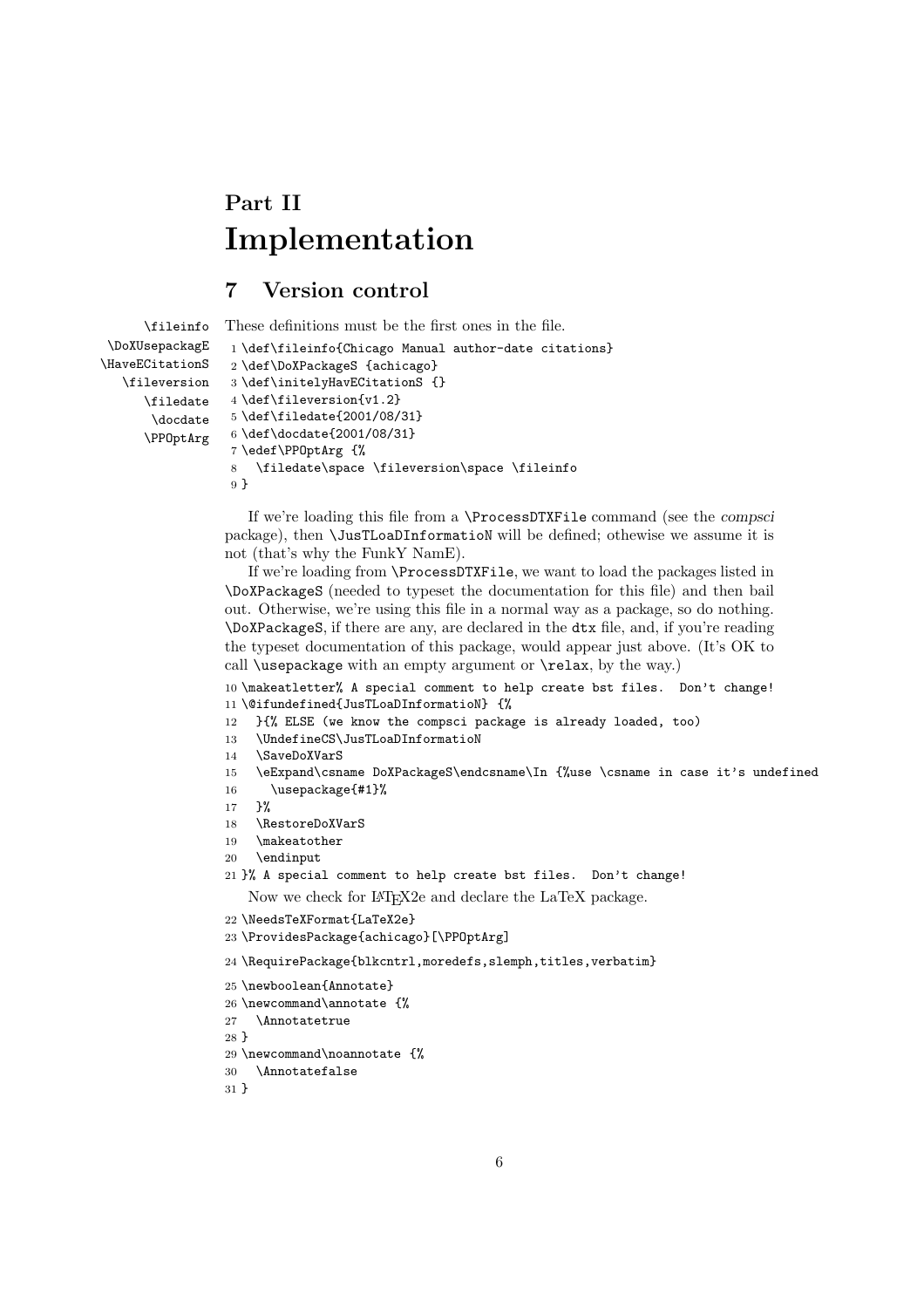# Part II
# Implementation

## 7 Version control

\fileinfo \DoXUsepackagE \HaveECitationS \fileversion \filedate \docdate \PPOptArg

These definitions must be the first ones in the file.

```
1 \def\fileinfo{Chicago Manual author-date citations}
2 \def\DoXPackageS {achicago}
3 \def\initelyHavECitationS {}
4 \def\fileversion{v1.2}
5 \def\filedate{2001/08/31}
6 \def\docdate{2001/08/31}
7 \edef\PPOptArg {%
8   \filedate\space \fileversion\space \fileinfo
9 }
```

If we're loading this file from a \ProcessDTXFile command (see the *compsci* package), then \JusTLoaDInformatioN will be defined; othewise we assume it is not (that's why the FunkY NamE).

If we're loading from \ProcessDTXFile, we want to load the packages listed in \DoXPackageS (needed to typeset the documentation for this file) and then bail out. Otherwise, we're using this file in a normal way as a package, so do nothing. \DoXPackageS, if there are any, are declared in the dtx file, and, if you're reading the typeset documentation of this package, would appear just above. (It's OK to call \usepackage with an empty argument or \relax, by the way.)

```
10 \makeatletter% A special comment to help create bst files.  Don't change!
11 \@ifundefined{JusTLoaDInformatioN} {%
12   }{% ELSE (we know the compsci package is already loaded, too)
13   \UndefineCS\JusTLoaDInformatioN
14   \SaveDoXVarS
15   \eExpand\csname DoXPackageS\endcsname\In {%use \csname in case it's undefined
16     \usepackage{#1}%
17   }%
18   \RestoreDoXVarS
19   \makeatother
20   \endinput
21 }% A special comment to help create bst files.  Don't change!
```

Now we check for LaTeX2e and declare the LaTeX package.

```
22 \NeedsTeXFormat{LaTeX2e}
23 \ProvidesPackage{achicago}[\PPOptArg]
```

```
24 \RequirePackage{blkcntrl,moredefs,slemph,titles,verbatim}
```

```
25 \newboolean{Annotate}
26 \newcommand\annotate {%
27   \Annotatetrue
28 }
29 \newcommand\noannotate {%
30   \Annotatefalse
31 }
```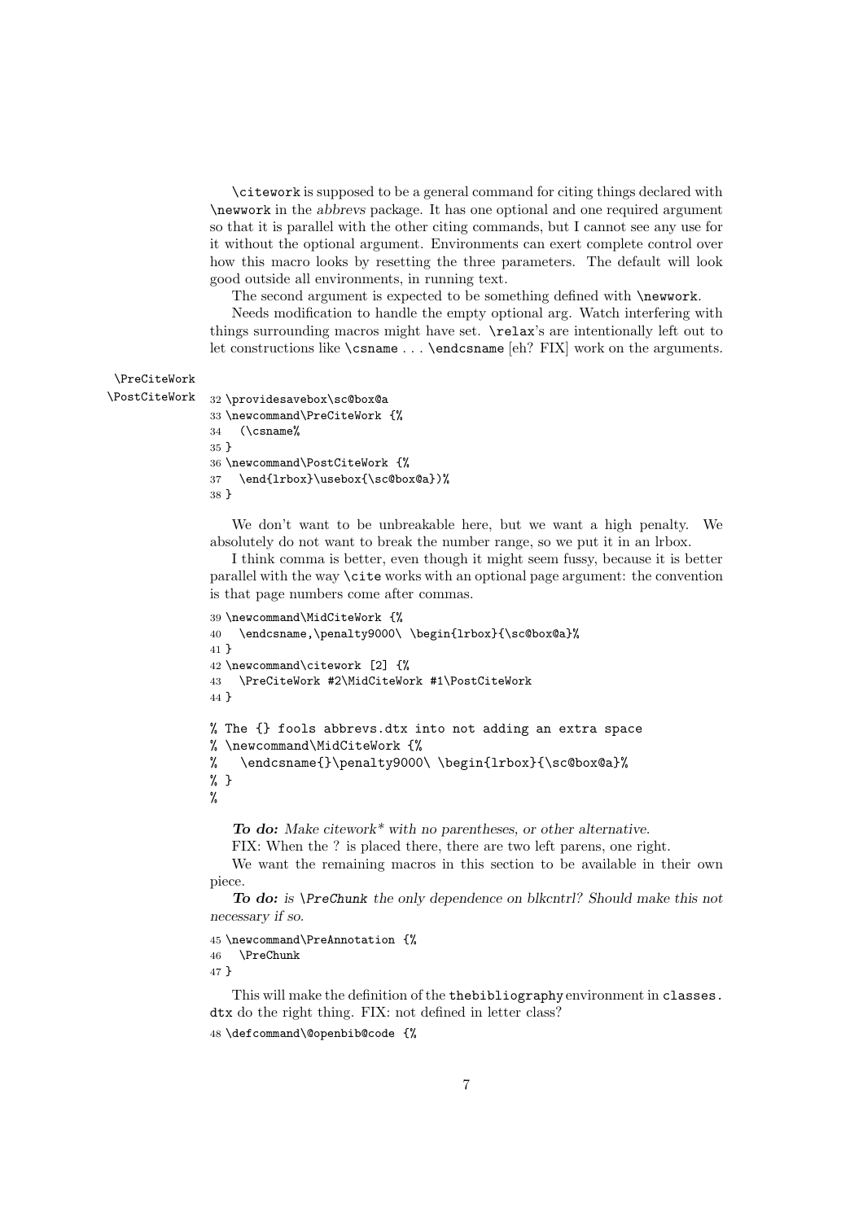\citework is supposed to be a general command for citing things declared with \newwork in the *abbrevs* package. It has one optional and one required argument so that it is parallel with the other citing commands, but I cannot see any use for it without the optional argument. Environments can exert complete control over how this macro looks by resetting the three parameters. The default will look good outside all environments, in running text.

The second argument is expected to be something defined with \newwork.

Needs modification to handle the empty optional arg. Watch interfering with things surrounding macros might have set. \relax's are intentionally left out to let constructions like \csname . . . \endcsname [eh? FIX] work on the arguments.

\PreCiteWork
\PostCiteWork

```
32 \providesavebox\sc@box@a
33 \newcommand\PreCiteWork {%
34   (\csname%
35 }
36 \newcommand\PostCiteWork {%
37   \end{lrbox}\usebox{\sc@box@a})%
38 }
```

We don't want to be unbreakable here, but we want a high penalty. We absolutely do not want to break the number range, so we put it in an lrbox.

I think comma is better, even though it might seem fussy, because it is better parallel with the way \cite works with an optional page argument: the convention is that page numbers come after commas.

```
39 \newcommand\MidCiteWork {%
40   \endcsname,\penalty9000\ \begin{lrbox}{\sc@box@a}%
41 }
42 \newcommand\citework [2] {%
43   \PreCiteWork #2\MidCiteWork #1\PostCiteWork
44 }

% The {} fools abbrevs.dtx into not adding an extra space
% \newcommand\MidCiteWork {%
%   \endcsname{}\penalty9000\ \begin{lrbox}{\sc@box@a}%
% }
%
```

***To do:*** *Make citework\* with no parentheses, or other alternative.*

FIX: When the ? is placed there, there are two left parens, one right.

We want the remaining macros in this section to be available in their own piece.

***To do:*** *is \PreChunk the only dependence on blkcntrl? Should make this not necessary if so.*

```
45 \newcommand\PreAnnotation {%
46   \PreChunk
47 }
```

This will make the definition of the thebibliography environment in classes.dtx do the right thing. FIX: not defined in letter class?

```
48 \defcommand\@openbib@code {%
```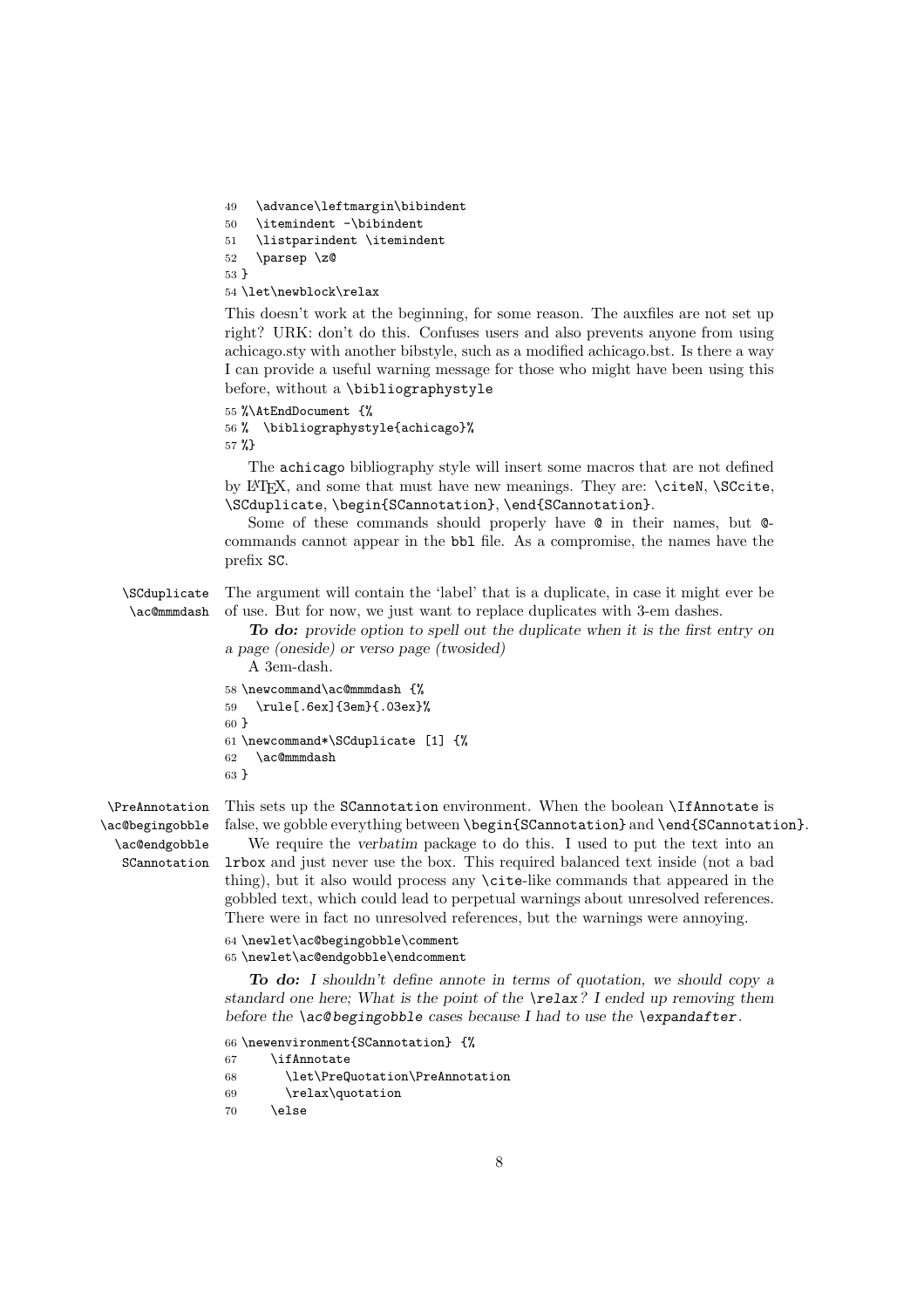```
49   \advance\leftmargin\bibindent
50   \itemindent -\bibindent
51   \listparindent \itemindent
52   \parsep \z@
53 }
54 \let\newblock\relax
```

This doesn't work at the beginning, for some reason. The auxfiles are not set up right? URK: don't do this. Confuses users and also prevents anyone from using achicago.sty with another bibstyle, such as a modified achicago.bst. Is there a way I can provide a useful warning message for those who might have been using this before, without a `\bibliographystyle`

```
55 %\AtEndDocument {%
56 %  \bibliographystyle{achicago}%
57 %}
```

The `achicago` bibliography style will insert some macros that are not defined by LaTeX, and some that must have new meanings. They are: `\citeN`, `\SCcite`, `\SCduplicate`, `\begin{SCannotation}`, `\end{SCannotation}`.

Some of these commands should properly have `@` in their names, but `@`-commands cannot appear in the `bbl` file. As a compromise, the names have the prefix `SC`.

`\SCduplicate` `\ac@mmmdash` The argument will contain the 'label' that is a duplicate, in case it might ever be of use. But for now, we just want to replace duplicates with 3-em dashes.

***To do:*** *provide option to spell out the duplicate when it is the first entry on a page (oneside) or verso page (twosided)*

A 3em-dash.

```
58 \newcommand\ac@mmmdash {%
59   \rule[.6ex]{3em}{.03ex}%
60 }
61 \newcommand*\SCduplicate [1] {%
62   \ac@mmmdash
63 }
```

`\PreAnnotation` `\ac@begingobble` `\ac@endgobble` `SCannotation` This sets up the `SCannotation` environment. When the boolean `\IfAnnotate` is false, we gobble everything between `\begin{SCannotation}` and `\end{SCannotation}`.

We require the *verbatim* package to do this. I used to put the text into an `lrbox` and just never use the box. This required balanced text inside (not a bad thing), but it also would process any `\cite`-like commands that appeared in the gobbled text, which could lead to perpetual warnings about unresolved references. There were in fact no unresolved references, but the warnings were annoying.

```
64 \newlet\ac@begingobble\comment
65 \newlet\ac@endgobble\endcomment
```

***To do:*** *I shouldn't define annote in terms of quotation, we should copy a standard one here; What is the point of the `\relax`? I ended up removing them before the `\ac@begingobble` cases because I had to use the `\expandafter`.*

```
66 \newenvironment{SCannotation} {%
67     \ifAnnotate
68       \let\PreQuotation\PreAnnotation
69       \relax\quotation
70     \else
```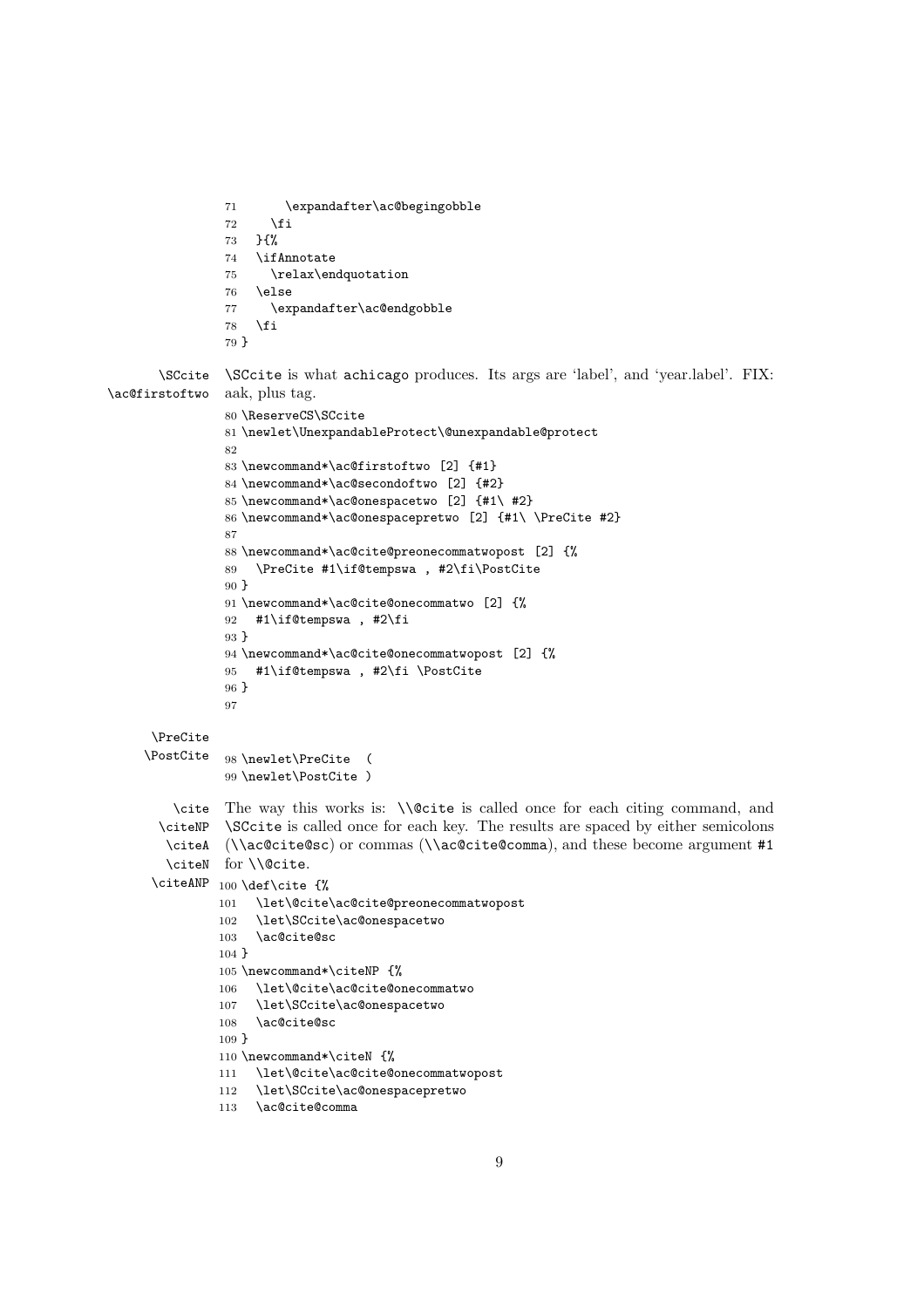```
71      \expandafter\ac@begingobble
72    \fi
73  }{%
74  \ifAnnotate
75    \relax\endquotation
76  \else
77    \expandafter\ac@endgobble
78  \fi
79 }
```

\SCcite \ac@firstoftwo

\SCcite is what achicago produces. Its args are 'label', and 'year.label'. FIX: aak, plus tag.

```
80 \ReserveCS\SCcite
81 \newlet\UnexpandableProtect\@unexpandable@protect
82
83 \newcommand*\ac@firstoftwo [2] {#1}
84 \newcommand*\ac@secondoftwo [2] {#2}
85 \newcommand*\ac@onespacetwo [2] {#1\ #2}
86 \newcommand*\ac@onespacepretwo [2] {#1\ \PreCite #2}
87
88 \newcommand*\ac@cite@preonecommatwopost [2] {%
89   \PreCite #1\if@tempswa , #2\fi\PostCite
90 }
91 \newcommand*\ac@cite@onecommatwo [2] {%
92   #1\if@tempswa , #2\fi
93 }
94 \newcommand*\ac@cite@onecommatwopost [2] {%
95   #1\if@tempswa , #2\fi \PostCite
96 }
97
```

\PreCite \PostCite

```
98 \newlet\PreCite  (
99 \newlet\PostCite )
```

\cite \citeNP \citeA \citeN \citeANP

The way this works is: \\@cite is called once for each citing command, and \SCcite is called once for each key. The results are spaced by either semicolons (\\ac@cite@sc) or commas (\\ac@cite@comma), and these become argument #1 for \\@cite.

```
100 \def\cite {%
101   \let\@cite\ac@cite@preonecommatwopost
102   \let\SCcite\ac@onespacetwo
103   \ac@cite@sc
104 }
105 \newcommand*\citeNP {%
106   \let\@cite\ac@cite@onecommatwo
107   \let\SCcite\ac@onespacetwo
108   \ac@cite@sc
109 }
110 \newcommand*\citeN {%
111   \let\@cite\ac@cite@onecommatwopost
112   \let\SCcite\ac@onespacepretwo
113   \ac@cite@comma
```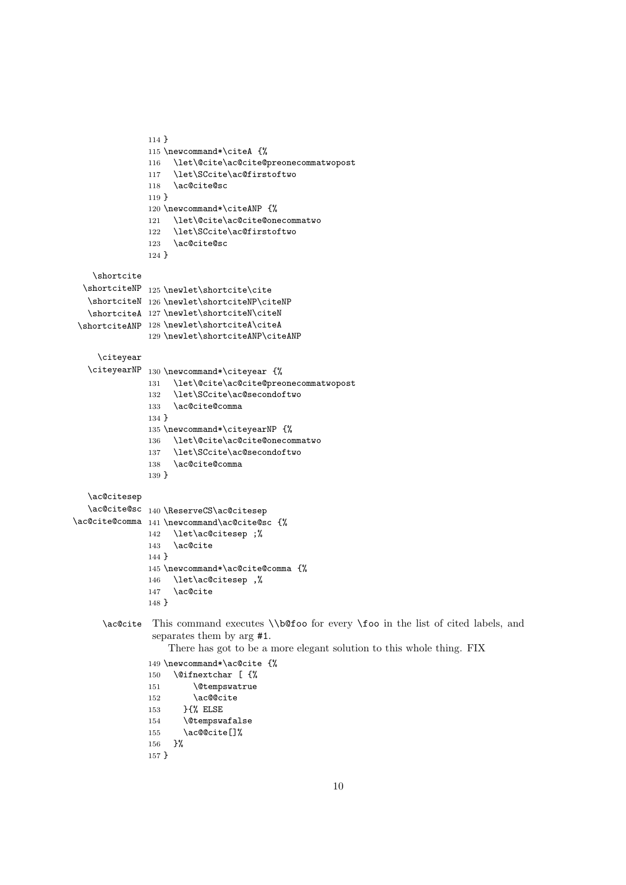```
114 }
115 \newcommand*\citeA {%
116   \let\@cite\ac@cite@preonecommatwopost
117   \let\SCcite\ac@firstoftwo
118   \ac@cite@sc
119 }
120 \newcommand*\citeANP {%
121   \let\@cite\ac@cite@onecommatwo
122   \let\SCcite\ac@firstoftwo
123   \ac@cite@sc
124 }
```

\shortcite
\shortciteNP
\shortciteN
\shortciteA
\shortciteANP

```
125 \newlet\shortcite\cite
126 \newlet\shortciteNP\citeNP
127 \newlet\shortciteN\citeN
128 \newlet\shortciteA\citeA
129 \newlet\shortciteANP\citeANP
```

\citeyear
\citeyearNP

```
130 \newcommand*\citeyear {%
131   \let\@cite\ac@cite@preonecommatwopost
132   \let\SCcite\ac@secondoftwo
133   \ac@cite@comma
134 }
135 \newcommand*\citeyearNP {%
136   \let\@cite\ac@cite@onecommatwo
137   \let\SCcite\ac@secondoftwo
138   \ac@cite@comma
139 }
```

\ac@citesep
\ac@cite@sc
\ac@cite@comma

```
140 \ReserveCS\ac@citesep
141 \newcommand\ac@cite@sc {%
142   \let\ac@citesep ;%
143   \ac@cite
144 }
145 \newcommand*\ac@cite@comma {%
146   \let\ac@citesep ,%
147   \ac@cite
148 }
```

\ac@cite This command executes \\b@foo for every \foo in the list of cited labels, and separates them by arg #1.

There has got to be a more elegant solution to this whole thing. FIX

```
149 \newcommand*\ac@cite {%
150   \@ifnextchar [ {%
151       \@tempswatrue
152       \ac@@cite
153     }{% ELSE
154     \@tempswafalse
155     \ac@@cite[]%
156   }%
157 }
```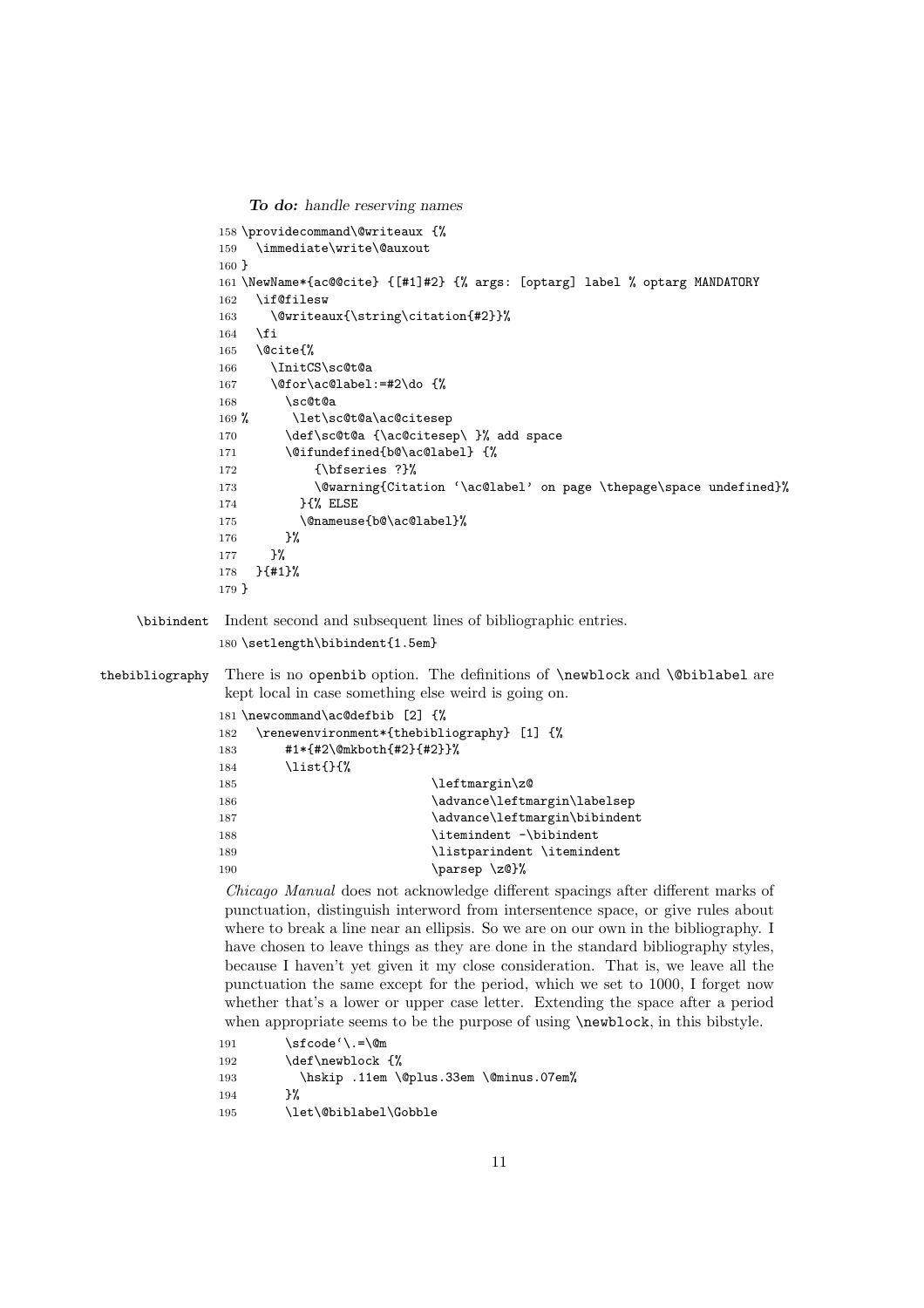***To do:*** *handle reserving names*

```
158 \providecommand\@writeaux {%
159   \immediate\write\@auxout
160 }
161 \NewName*{ac@@cite} {[#1]#2} {% args: [optarg] label % optarg MANDATORY
162   \if@filesw
163     \@writeaux{\string\citation{#2}}%
164   \fi
165   \@cite{%
166     \InitCS\sc@t@a
167     \@for\ac@label:=#2\do {%
168       \sc@t@a
169 %      \let\sc@t@a\ac@citesep
170       \def\sc@t@a {\ac@citesep\ }% add space
171       \@ifundefined{b@\ac@label} {%
172           {\bfseries ?}%
173           \@warning{Citation `\ac@label' on page \thepage\space undefined}%
174         }{% ELSE
175         \@nameuse{b@\ac@label}%
176       }%
177     }%
178   }{#1}%
179 }
```

`\bibindent` Indent second and subsequent lines of bibliographic entries.

```
180 \setlength\bibindent{1.5em}
```

`thebibliography` There is no `openbib` option. The definitions of `\newblock` and `\@biblabel` are kept local in case something else weird is going on.

```
181 \newcommand\ac@defbib [2] {%
182   \renewenvironment*{thebibliography} [1] {%
183       #1*{#2\@mkboth{#2}{#2}}%
184       \list{}{%
185                           \leftmargin\z@
186                           \advance\leftmargin\labelsep
187                           \advance\leftmargin\bibindent
188                           \itemindent -\bibindent
189                           \listparindent \itemindent
190                           \parsep \z@}%
```

*Chicago Manual* does not acknowledge different spacings after different marks of punctuation, distinguish interword from intersentence space, or give rules about where to break a line near an ellipsis. So we are on our own in the bibliography. I have chosen to leave things as they are done in the standard bibliography styles, because I haven't yet given it my close consideration. That is, we leave all the punctuation the same except for the period, which we set to 1000, I forget now whether that's a lower or upper case letter. Extending the space after a period when appropriate seems to be the purpose of using `\newblock`, in this bibstyle.

```
191       \sfcode`\.=\@m
192       \def\newblock {%
193         \hskip .11em \@plus.33em \@minus.07em%
194       }%
195       \let\@biblabel\Gobble
```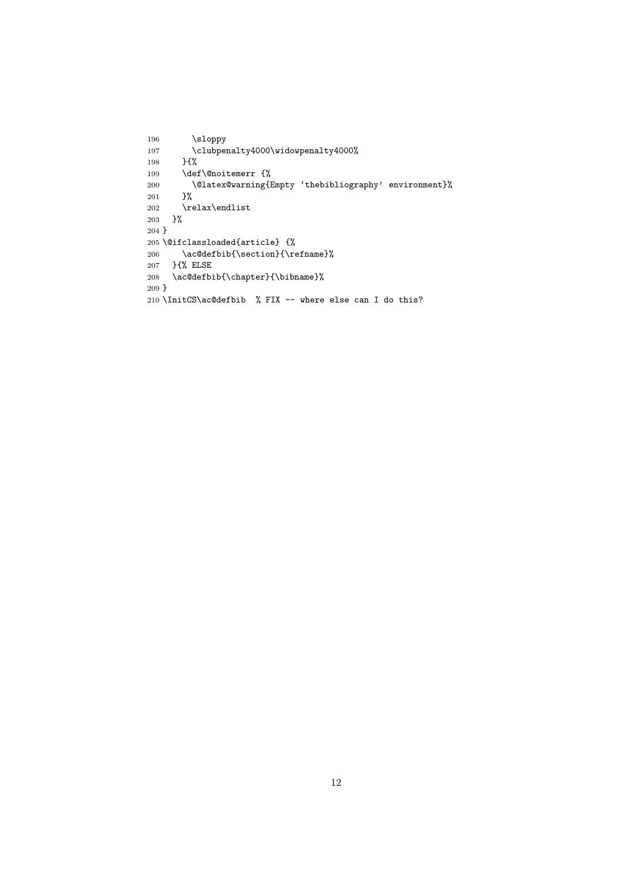```
196       \sloppy
197       \clubpenalty4000\widowpenalty4000%
198     }{%
199     \def\@noitemerr {%
200       \@latex@warning{Empty `thebibliography' environment}%
201     }%
202     \relax\endlist
203   }%
204 }
205 \@ifclassloaded{article} {%
206     \ac@defbib{\section}{\refname}%
207   }{% ELSE
208   \ac@defbib{\chapter}{\bibname}%
209 }
210 \InitCS\ac@defbib  % FIX -- where else can I do this?
```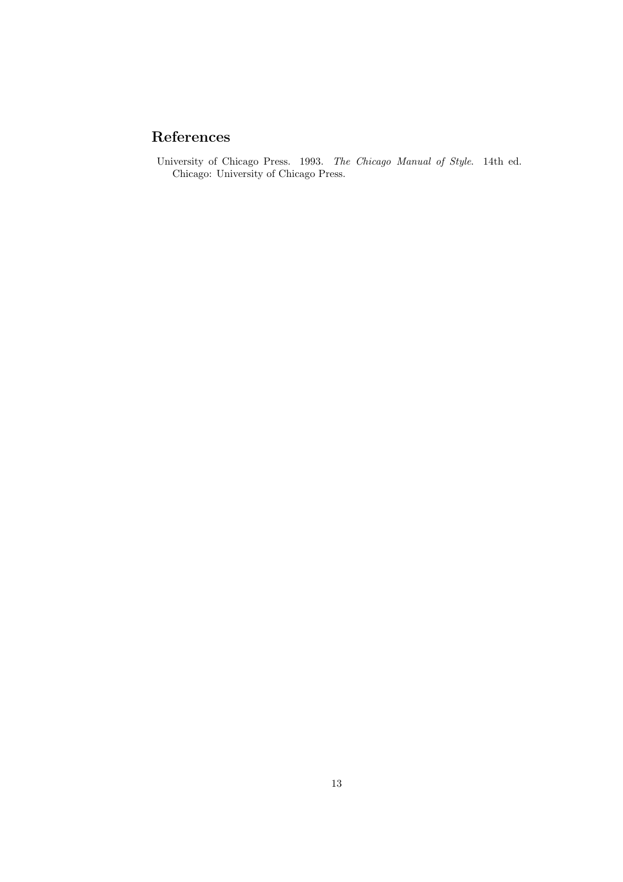## References

University of Chicago Press. 1993. *The Chicago Manual of Style*. 14th ed. Chicago: University of Chicago Press.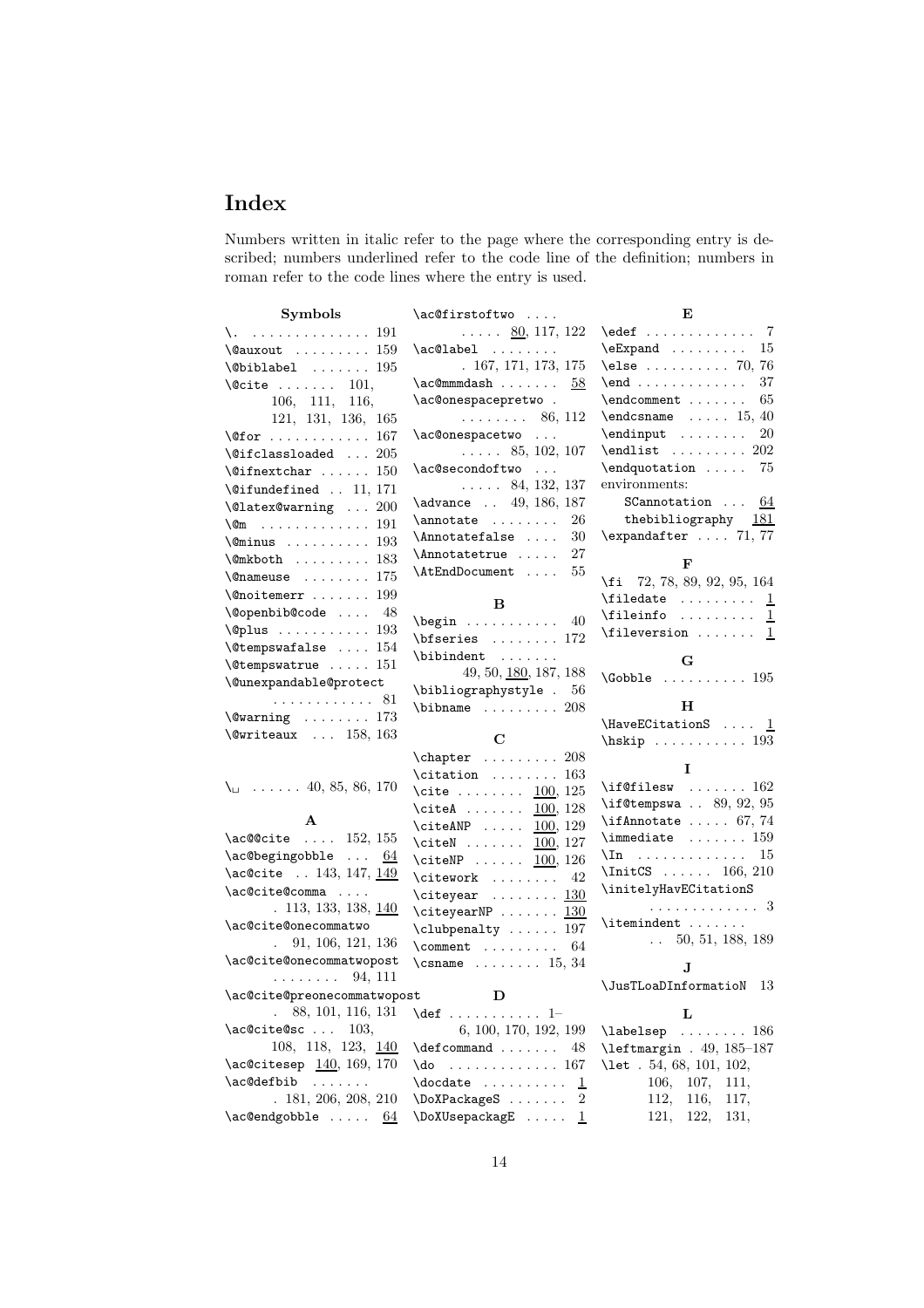# Index

Numbers written in italic refer to the page where the corresponding entry is described; numbers underlined refer to the code line of the definition; numbers in roman refer to the code lines where the entry is used.

**Symbols**

\. . . . . . . . . . . . . . . 191
\@auxout . . . . . . . . . 159
\@biblabel . . . . . . . 195
\@cite . . . . . . . 101, 106, 111, 116, 121, 131, 136, 165
\@for . . . . . . . . . . . . 167
\@ifclassloaded . . . 205
\@ifnextchar . . . . . . 150
\@ifundefined . . 11, 171
\@latex@warning . . . 200
\@m . . . . . . . . . . . . . 191
\@minus . . . . . . . . . . 193
\@mkboth . . . . . . . . . 183
\@nameuse . . . . . . . . 175
\@noitemerr . . . . . . . 199
\@openbib@code . . . . 48
\@plus . . . . . . . . . . . 193
\@tempswafalse . . . . 154
\@tempswatrue . . . . . 151
\@unexpandable@protect . . . . . . . . . . . . 81
\@warning . . . . . . . . 173
\@writeaux . . . 158, 163

\␣ . . . . . . 40, 85, 86, 170

**A**

\ac@@cite . . . . 152, 155
\ac@begingobble . . . 64
\ac@cite . . 143, 147, 149
\ac@cite@comma . . . . 113, 133, 138, 140
\ac@cite@onecommatwo . 91, 106, 121, 136
\ac@cite@onecommatwopost . . . . . . . . 94, 111
\ac@cite@preonecommatwopost . 88, 101, 116, 131
\ac@cite@sc . . . 103, 108, 118, 123, 140
\ac@citesep 140, 169, 170
\ac@defbib . . . . . . . 181, 206, 208, 210
\ac@endgobble . . . . . 64
\ac@firstoftwo . . . . . . . . . 80, 117, 122
\ac@label . . . . . . . . 167, 171, 173, 175
\ac@mmmdash . . . . . . . 58
\ac@onespacepretwo . . . . . . . . . 86, 112
\ac@onespacetwo . . . . . . . . 85, 102, 107
\ac@secondoftwo . . . . . . . . 84, 132, 137
\advance . . 49, 186, 187
\annotate . . . . . . . . 26
\Annotatefalse . . . . 30
\Annotatetrue . . . . . 27
\AtEndDocument . . . . 55

**B**

\begin . . . . . . . . . . . 40
\bfseries . . . . . . . . 172
\bibindent . . . . . . . 49, 50, 180, 187, 188
\bibliographystyle . 56
\bibname . . . . . . . . . 208

**C**

\chapter . . . . . . . . . 208
\citation . . . . . . . . 163
\cite . . . . . . . . 100, 125
\citeA . . . . . . . 100, 128
\citeANP . . . . . 100, 129
\citeN . . . . . . . 100, 127
\citeNP . . . . . . 100, 126
\citework . . . . . . . . 42
\citeyear . . . . . . . . 130
\citeyearNP . . . . . . . 130
\clubpenalty . . . . . . 197
\comment . . . . . . . . . 64
\csname . . . . . . . . 15, 34

**D**

\def . . . . . . . . . . . 1–6, 100, 170, 192, 199
\defcommand . . . . . . . 48
\do . . . . . . . . . . . . . 167
\docdate . . . . . . . . . . 1
\DoXPackageS . . . . . . . 2
\DoXUsepackagE . . . . . 1

**E**

\edef . . . . . . . . . . . . . 7
\eExpand . . . . . . . . . 15
\else . . . . . . . . . . 70, 76
\end . . . . . . . . . . . . . 37
\endcomment . . . . . . . 65
\endcsname . . . . . 15, 40
\endinput . . . . . . . . 20
\endlist . . . . . . . . . 202
\endquotation . . . . . 75
environments:
  SCannotation . . . 64
  thebibliography 181
\expandafter . . . . 71, 77

**F**

\fi 72, 78, 89, 92, 95, 164
\filedate . . . . . . . . . 1
\fileinfo . . . . . . . . . 1
\fileversion . . . . . . . 1

**G**

\Gobble . . . . . . . . . . 195

**H**

\HaveECitationS . . . . 1
\hskip . . . . . . . . . . . 193

**I**

\if@filesw . . . . . . . 162
\if@tempswa . . 89, 92, 95
\ifAnnotate . . . . . 67, 74
\immediate . . . . . . . 159
\In . . . . . . . . . . . . . 15
\InitCS . . . . . . 166, 210
\initelyHavECitationS . . . . . . . . . . . . . 3
\itemindent . . . . . . . . . 50, 51, 188, 189

**J**

\JusTLoaDInformatioN 13

**L**

\labelsep . . . . . . . . 186
\leftmargin . 49, 185–187
\let . 54, 68, 101, 102, 106, 107, 111, 112, 116, 117, 121, 122, 131,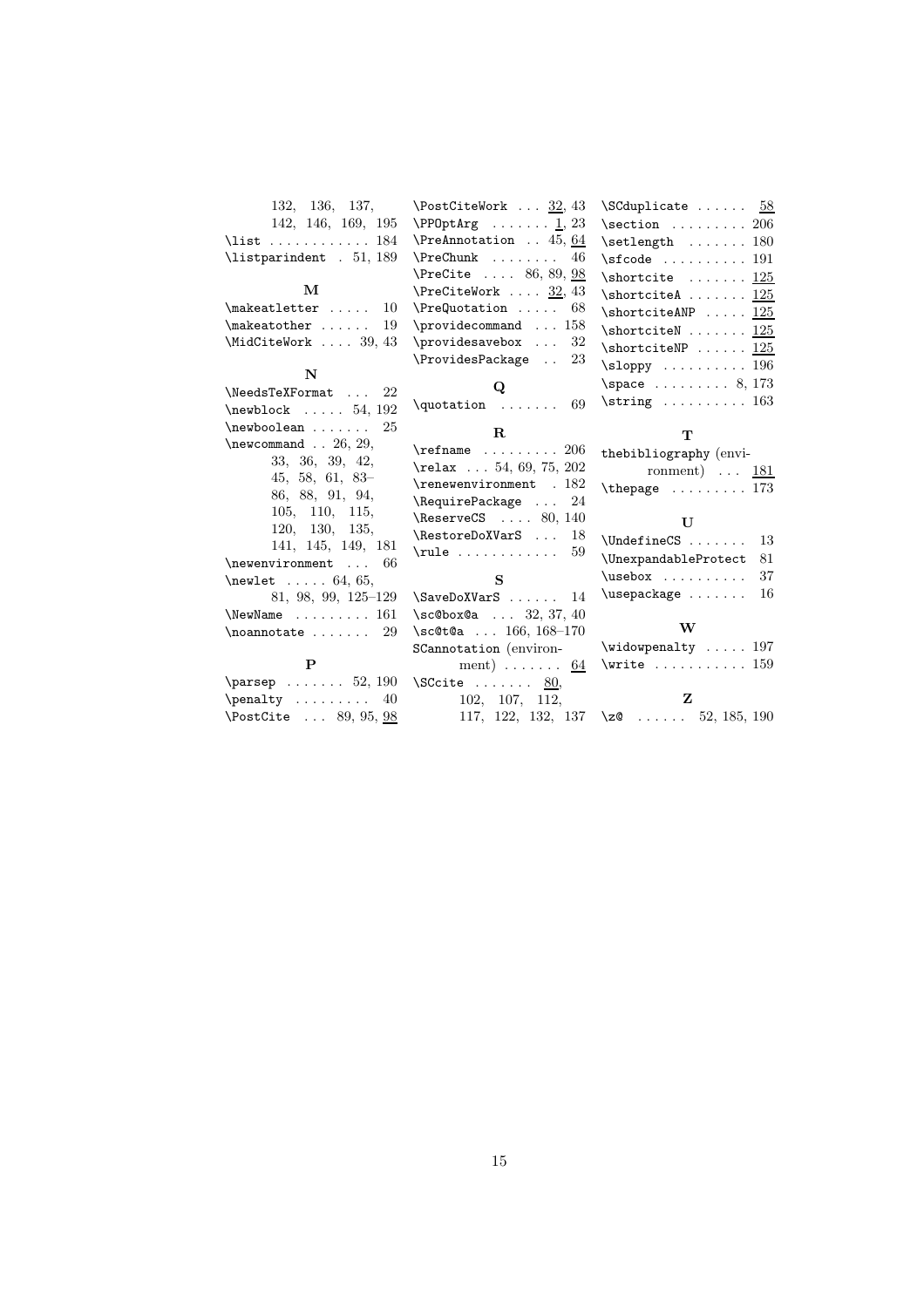132, 136, 137, 142, 146, 169, 195

\list . . . . . . . . . . . . 184

\listparindent . 51, 189

**M**

\makeatletter . . . . . 10

\makeatother . . . . . . 19

\MidCiteWork . . . . 39, 43

**N**

\NeedsTeXFormat . . . 22

\newblock . . . . . 54, 192

\newboolean . . . . . . . 25

\newcommand . . 26, 29, 33, 36, 39, 42, 45, 58, 61, 83–86, 88, 91, 94, 105, 110, 115, 120, 130, 135, 141, 145, 149, 181

\newenvironment . . . 66

\newlet . . . . . 64, 65, 81, 98, 99, 125–129

\NewName . . . . . . . . . 161

\noannotate . . . . . . . 29

**P**

\parsep . . . . . . . 52, 190

\penalty . . . . . . . . . 40

\PostCite . . . 89, 95, <u>98</u>

\PostCiteWork . . . <u>32</u>, 43

\PPOptArg . . . . . . . <u>1</u>, 23

\PreAnnotation . . 45, <u>64</u>

\PreChunk . . . . . . . . 46

\PreCite . . . . 86, 89, <u>98</u>

\PreCiteWork . . . . <u>32</u>, 43

\PreQuotation . . . . . 68

\providecommand . . . 158

\providesavebox . . . 32

\ProvidesPackage . . 23

**Q**

\quotation . . . . . . . 69

**R**

\refname . . . . . . . . . 206

\relax . . . 54, 69, 75, 202

\renewenvironment . 182

\RequirePackage . . . 24

\ReserveCS . . . . 80, 140

\RestoreDoXVarS . . . 18

\rule . . . . . . . . . . . . 59

**S**

\SaveDoXVarS . . . . . . 14

\sc@box@a . . . 32, 37, 40

\sc@t@a . . . 166, 168–170

SCannotation (environment) . . . . . . . <u>64</u>

\SCcite . . . . . . . <u>80</u>, 102, 107, 112, 117, 122, 132, 137

\SCduplicate . . . . . . <u>58</u>

\section . . . . . . . . . 206

\setlength . . . . . . . 180

\sfcode . . . . . . . . . . 191

\shortcite . . . . . . . <u>125</u>

\shortciteA . . . . . . . <u>125</u>

\shortciteANP . . . . . <u>125</u>

\shortciteN . . . . . . . <u>125</u>

\shortciteNP . . . . . . <u>125</u>

\sloppy . . . . . . . . . . 196

\space . . . . . . . . . 8, 173

\string . . . . . . . . . . 163

**T**

thebibliography (environment) . . . <u>181</u>

\thepage . . . . . . . . . 173

**U**

\UndefineCS . . . . . . . 13

\UnexpandableProtect 81

\usebox . . . . . . . . . . 37

\usepackage . . . . . . . 16

**W**

\widowpenalty . . . . . 197

\write . . . . . . . . . . . 159

**Z**

\z@ . . . . . . 52, 185, 190